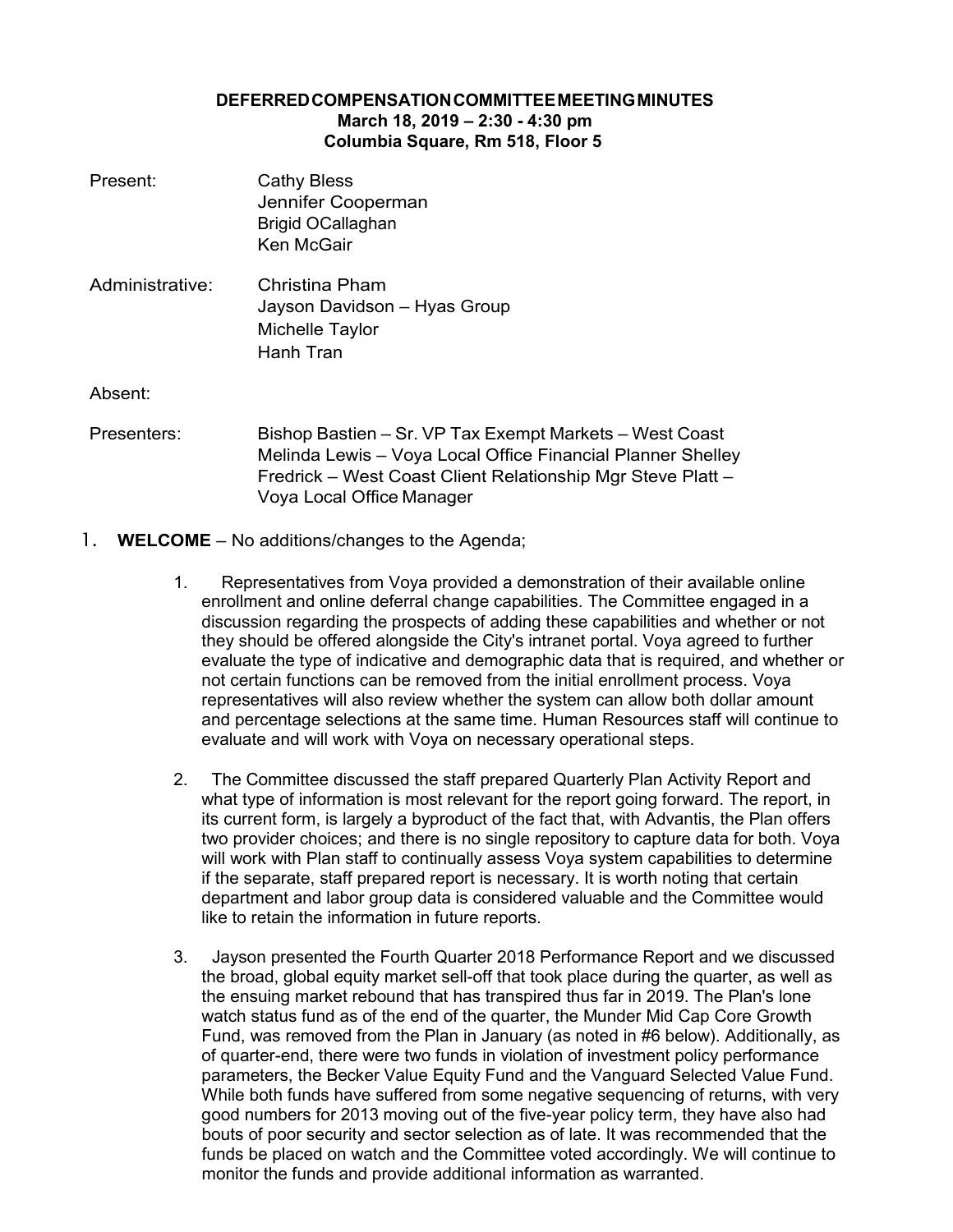# DEFERREDCOMPENSATIONCOMMITTEEMEETINGMINUTES
**March 18, 2019 – 2:30 - 4:30 pm**
**Columbia Square, Rm 518, Floor 5**

Present: Cathy Bless
Jennifer Cooperman
Brigid OCallaghan
Ken McGair

Administrative: Christina Pham
Jayson Davidson – Hyas Group
Michelle Taylor
Hanh Tran

Absent:

Presenters: Bishop Bastien – Sr. VP Tax Exempt Markets – West Coast
Melinda Lewis – Voya Local Office Financial Planner Shelley Fredrick – West Coast Client Relationship Mgr Steve Platt – Voya Local Office Manager

1. **WELCOME** – No additions/changes to the Agenda;

    1. Representatives from Voya provided a demonstration of their available online enrollment and online deferral change capabilities. The Committee engaged in a discussion regarding the prospects of adding these capabilities and whether or not they should be offered alongside the City's intranet portal. Voya agreed to further evaluate the type of indicative and demographic data that is required, and whether or not certain functions can be removed from the initial enrollment process. Voya representatives will also review whether the system can allow both dollar amount and percentage selections at the same time. Human Resources staff will continue to evaluate and will work with Voya on necessary operational steps.

    2. The Committee discussed the staff prepared Quarterly Plan Activity Report and what type of information is most relevant for the report going forward. The report, in its current form, is largely a byproduct of the fact that, with Advantis, the Plan offers two provider choices; and there is no single repository to capture data for both. Voya will work with Plan staff to continually assess Voya system capabilities to determine if the separate, staff prepared report is necessary. It is worth noting that certain department and labor group data is considered valuable and the Committee would like to retain the information in future reports.

    3. Jayson presented the Fourth Quarter 2018 Performance Report and we discussed the broad, global equity market sell-off that took place during the quarter, as well as the ensuing market rebound that has transpired thus far in 2019. The Plan's lone watch status fund as of the end of the quarter, the Munder Mid Cap Core Growth Fund, was removed from the Plan in January (as noted in #6 below). Additionally, as of quarter-end, there were two funds in violation of investment policy performance parameters, the Becker Value Equity Fund and the Vanguard Selected Value Fund. While both funds have suffered from some negative sequencing of returns, with very good numbers for 2013 moving out of the five-year policy term, they have also had bouts of poor security and sector selection as of late. It was recommended that the funds be placed on watch and the Committee voted accordingly. We will continue to monitor the funds and provide additional information as warranted.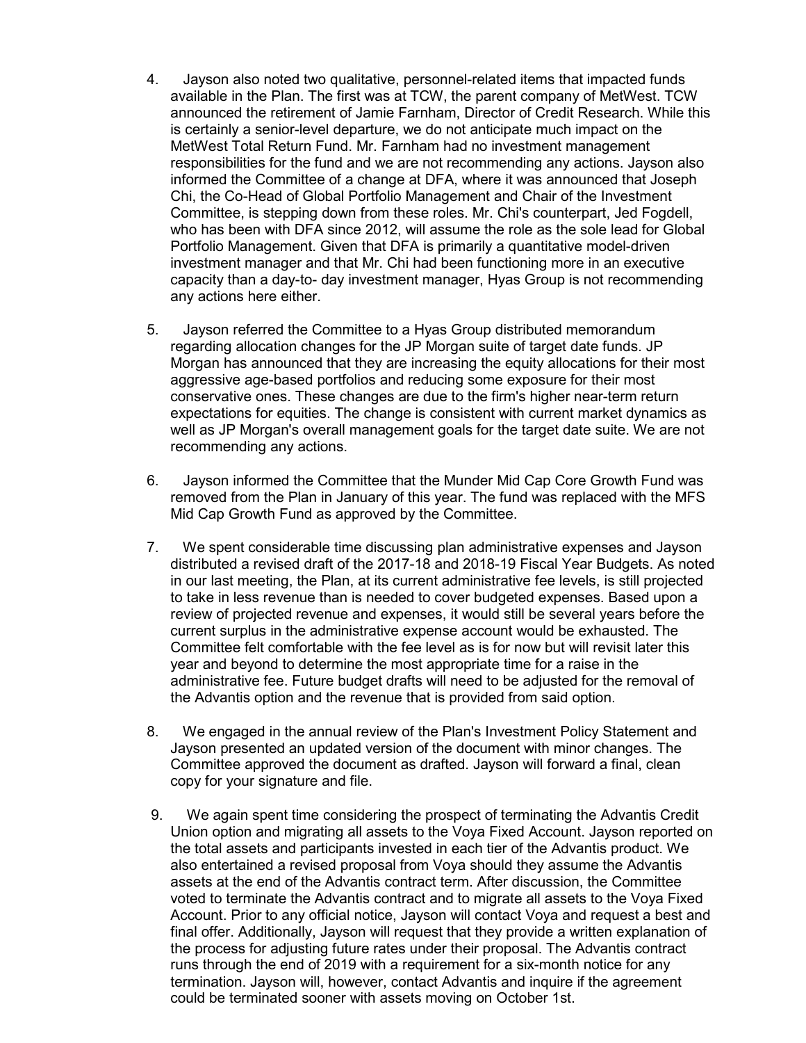4. Jayson also noted two qualitative, personnel-related items that impacted funds available in the Plan. The first was at TCW, the parent company of MetWest. TCW announced the retirement of Jamie Farnham, Director of Credit Research. While this is certainly a senior-level departure, we do not anticipate much impact on the MetWest Total Return Fund. Mr. Farnham had no investment management responsibilities for the fund and we are not recommending any actions. Jayson also informed the Committee of a change at DFA, where it was announced that Joseph Chi, the Co-Head of Global Portfolio Management and Chair of the Investment Committee, is stepping down from these roles. Mr. Chi's counterpart, Jed Fogdell, who has been with DFA since 2012, will assume the role as the sole lead for Global Portfolio Management. Given that DFA is primarily a quantitative model-driven investment manager and that Mr. Chi had been functioning more in an executive capacity than a day-to- day investment manager, Hyas Group is not recommending any actions here either.

5. Jayson referred the Committee to a Hyas Group distributed memorandum regarding allocation changes for the JP Morgan suite of target date funds. JP Morgan has announced that they are increasing the equity allocations for their most aggressive age-based portfolios and reducing some exposure for their most conservative ones. These changes are due to the firm's higher near-term return expectations for equities. The change is consistent with current market dynamics as well as JP Morgan's overall management goals for the target date suite. We are not recommending any actions.

6. Jayson informed the Committee that the Munder Mid Cap Core Growth Fund was removed from the Plan in January of this year. The fund was replaced with the MFS Mid Cap Growth Fund as approved by the Committee.

7. We spent considerable time discussing plan administrative expenses and Jayson distributed a revised draft of the 2017-18 and 2018-19 Fiscal Year Budgets. As noted in our last meeting, the Plan, at its current administrative fee levels, is still projected to take in less revenue than is needed to cover budgeted expenses. Based upon a review of projected revenue and expenses, it would still be several years before the current surplus in the administrative expense account would be exhausted. The Committee felt comfortable with the fee level as is for now but will revisit later this year and beyond to determine the most appropriate time for a raise in the administrative fee. Future budget drafts will need to be adjusted for the removal of the Advantis option and the revenue that is provided from said option.

8. We engaged in the annual review of the Plan's Investment Policy Statement and Jayson presented an updated version of the document with minor changes. The Committee approved the document as drafted. Jayson will forward a final, clean copy for your signature and file.

9. We again spent time considering the prospect of terminating the Advantis Credit Union option and migrating all assets to the Voya Fixed Account. Jayson reported on the total assets and participants invested in each tier of the Advantis product. We also entertained a revised proposal from Voya should they assume the Advantis assets at the end of the Advantis contract term. After discussion, the Committee voted to terminate the Advantis contract and to migrate all assets to the Voya Fixed Account. Prior to any official notice, Jayson will contact Voya and request a best and final offer. Additionally, Jayson will request that they provide a written explanation of the process for adjusting future rates under their proposal. The Advantis contract runs through the end of 2019 with a requirement for a six-month notice for any termination. Jayson will, however, contact Advantis and inquire if the agreement could be terminated sooner with assets moving on October 1st.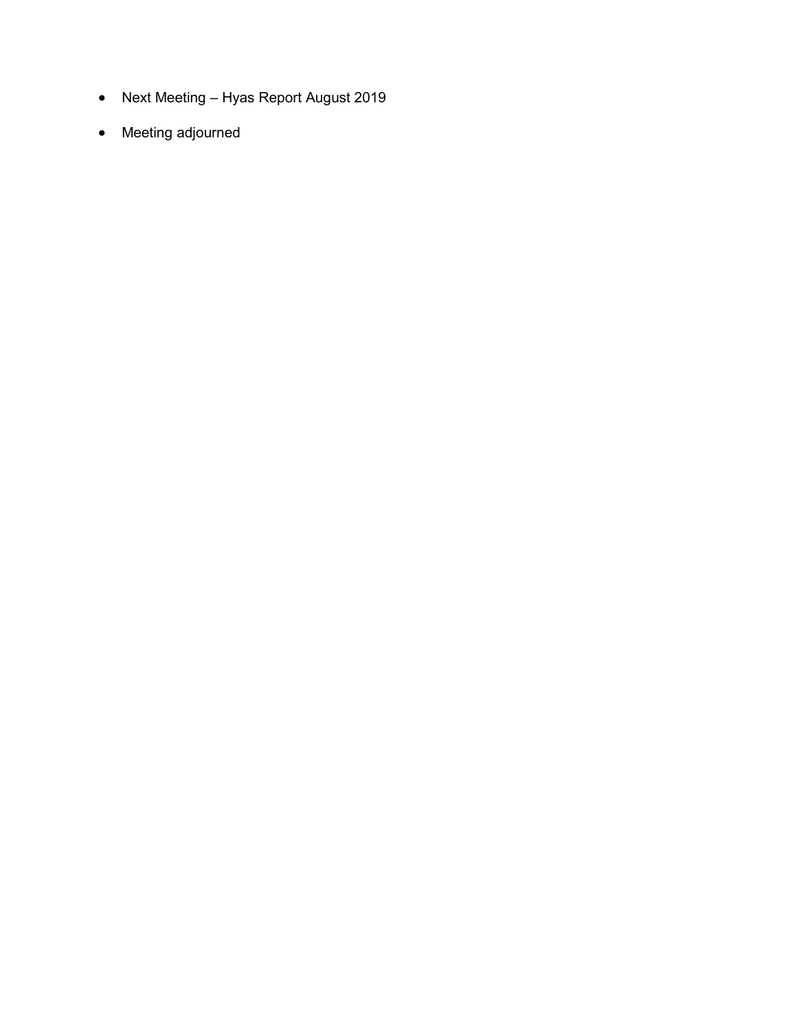- Next Meeting – Hyas Report August 2019
- Meeting adjourned